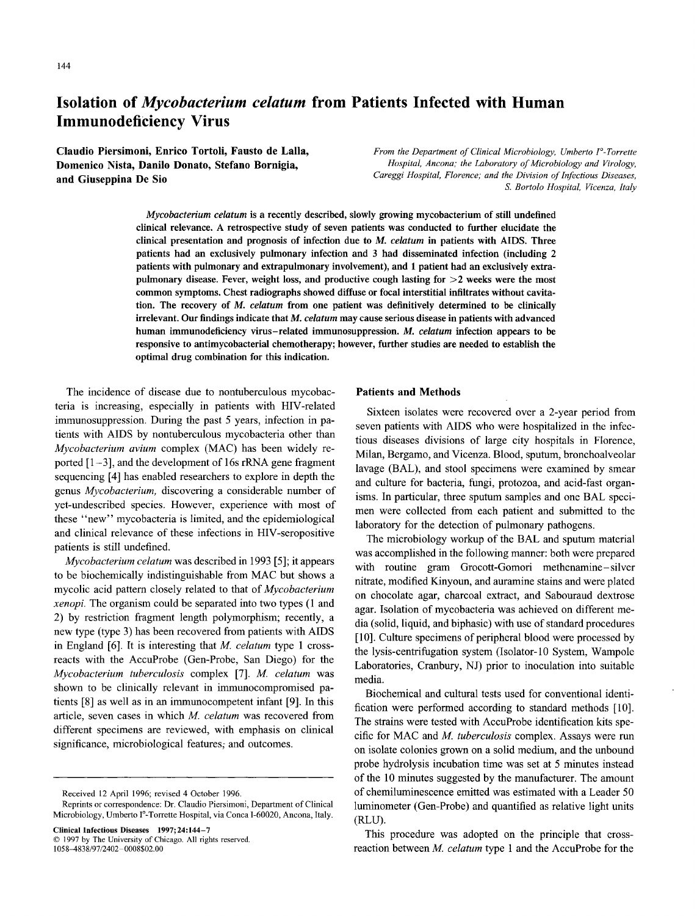# Isolation of *Mycobacterium celatum* from Patients Infected with Human Immunodeficiency Virus

**Claudio Piersimoni, Enrico Tortoli, Fausto de Lalla, Domenico Nista, Danilo Donato, Stefano Bornigia, and Giuseppina De Sio**

*From the Department of Clinical Microbiology, Umberto I°-Torrette Hospital, Ancona; the Laboratory of Microbiology and Virology, Careggi Hospital, Florence; and the Division of Infectious Diseases, S. Bortolo Hospital, Vicenza, Italy*

***Mycobacterium celatum*** **is a recently described, slowly growing mycobacterium of still undefined clinical relevance. A retrospective study of seven patients was conducted to further elucidate the clinical presentation and prognosis of infection due to** ***M. celatum*** **in patients with AIDS. Three patients had an exclusively pulmonary infection and 3 had disseminated infection (including 2 patients with pulmonary and extrapulmonary involvement), and 1 patient had an exclusively extrapulmonary disease. Fever, weight loss, and productive cough lasting for >2 weeks were the most common symptoms. Chest radiographs showed diffuse or focal interstitial infiltrates without cavitation. The recovery of** ***M. celatum*** **from one patient was definitively determined to be clinically irrelevant. Our findings indicate that** ***M. celatum*** **may cause serious disease in patients with advanced human immunodeficiency virus–related immunosuppression.** ***M. celatum*** **infection appears to be responsive to antimycobacterial chemotherapy; however, further studies are needed to establish the optimal drug combination for this indication.**

The incidence of disease due to nontuberculous mycobacteria is increasing, especially in patients with HIV-related immunosuppression. During the past 5 years, infection in patients with AIDS by nontuberculous mycobacteria other than *Mycobacterium avium* complex (MAC) has been widely reported [1–3], and the development of 16s rRNA gene fragment sequencing [4] has enabled researchers to explore in depth the genus *Mycobacterium,* discovering a considerable number of yet-undescribed species. However, experience with most of these "new" mycobacteria is limited, and the epidemiological and clinical relevance of these infections in HIV-seropositive patients is still undefined.

*Mycobacterium celatum* was described in 1993 [5]; it appears to be biochemically indistinguishable from MAC but shows a mycolic acid pattern closely related to that of *Mycobacterium xenopi.* The organism could be separated into two types (1 and 2) by restriction fragment length polymorphism; recently, a new type (type 3) has been recovered from patients with AIDS in England [6]. It is interesting that *M. celatum* type 1 cross-reacts with the AccuProbe (Gen-Probe, San Diego) for the *Mycobacterium tuberculosis* complex [7]. *M. celatum* was shown to be clinically relevant in immunocompromised patients [8] as well as in an immunocompetent infant [9]. In this article, seven cases in which *M. celatum* was recovered from different specimens are reviewed, with emphasis on clinical significance, microbiological features, and outcomes.

Received 12 April 1996; revised 4 October 1996.

Reprints or correspondence: Dr. Claudio Piersimoni, Department of Clinical Microbiology, Umberto I°-Torrette Hospital, via Conca I-60020, Ancona, Italy.

**Clinical Infectious Diseases 1997;24:144–7**
© 1997 by The University of Chicago. All rights reserved.
1058–4838/97/2402–0008$02.00

## Patients and Methods

Sixteen isolates were recovered over a 2-year period from seven patients with AIDS who were hospitalized in the infectious diseases divisions of large city hospitals in Florence, Milan, Bergamo, and Vicenza. Blood, sputum, bronchoalveolar lavage (BAL), and stool specimens were examined by smear and culture for bacteria, fungi, protozoa, and acid-fast organisms. In particular, three sputum samples and one BAL specimen were collected from each patient and submitted to the laboratory for the detection of pulmonary pathogens.

The microbiology workup of the BAL and sputum material was accomplished in the following manner: both were prepared with routine gram Grocott-Gomori methenamine–silver nitrate, modified Kinyoun, and auramine stains and were plated on chocolate agar, charcoal extract, and Sabouraud dextrose agar. Isolation of mycobacteria was achieved on different media (solid, liquid, and biphasic) with use of standard procedures [10]. Culture specimens of peripheral blood were processed by the lysis-centrifugation system (Isolator-10 System, Wampole Laboratories, Cranbury, NJ) prior to inoculation into suitable media.

Biochemical and cultural tests used for conventional identification were performed according to standard methods [10]. The strains were tested with AccuProbe identification kits specific for MAC and *M. tuberculosis* complex. Assays were run on isolate colonies grown on a solid medium, and the unbound probe hydrolysis incubation time was set at 5 minutes instead of the 10 minutes suggested by the manufacturer. The amount of chemiluminescence emitted was estimated with a Leader 50 luminometer (Gen-Probe) and quantified as relative light units (RLU).

This procedure was adopted on the principle that cross-reaction between *M. celatum* type 1 and the AccuProbe for the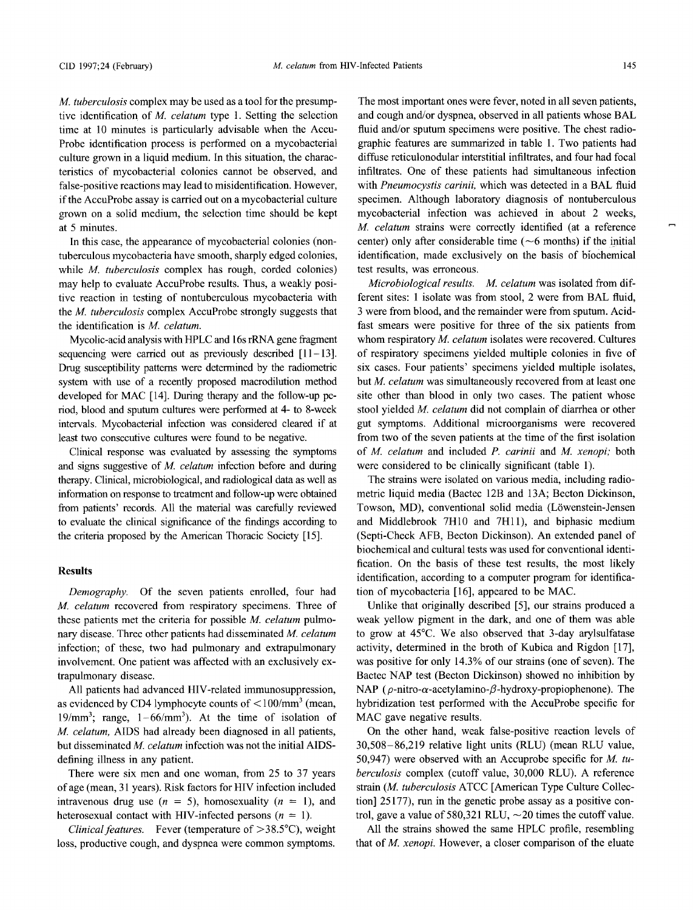*M. tuberculosis* complex may be used as a tool for the presumptive identification of *M. celatum* type 1. Setting the selection time at 10 minutes is particularly advisable when the AccuProbe identification process is performed on a mycobacterial culture grown in a liquid medium. In this situation, the characteristics of mycobacterial colonies cannot be observed, and false-positive reactions may lead to misidentification. However, if the AccuProbe assay is carried out on a mycobacterial culture grown on a solid medium, the selection time should be kept at 5 minutes.

In this case, the appearance of mycobacterial colonies (nontuberculous mycobacteria have smooth, sharply edged colonies, while *M. tuberculosis* complex has rough, corded colonies) may help to evaluate AccuProbe results. Thus, a weakly positive reaction in testing of nontuberculous mycobacteria with the *M. tuberculosis* complex AccuProbe strongly suggests that the identification is *M. celatum*.

Mycolic-acid analysis with HPLC and 16s rRNA gene fragment sequencing were carried out as previously described [11–13]. Drug susceptibility patterns were determined by the radiometric system with use of a recently proposed macrodilution method developed for MAC [14]. During therapy and the follow-up period, blood and sputum cultures were performed at 4- to 8-week intervals. Mycobacterial infection was considered cleared if at least two consecutive cultures were found to be negative.

Clinical response was evaluated by assessing the symptoms and signs suggestive of *M. celatum* infection before and during therapy. Clinical, microbiological, and radiological data as well as information on response to treatment and follow-up were obtained from patients' records. All the material was carefully reviewed to evaluate the clinical significance of the findings according to the criteria proposed by the American Thoracic Society [15].

## Results

*Demography.* Of the seven patients enrolled, four had *M. celatum* recovered from respiratory specimens. Three of these patients met the criteria for possible *M. celatum* pulmonary disease. Three other patients had disseminated *M. celatum* infection; of these, two had pulmonary and extrapulmonary involvement. One patient was affected with an exclusively extrapulmonary disease.

All patients had advanced HIV-related immunosuppression, as evidenced by CD4 lymphocyte counts of $<100/\text{mm}^3$ (mean, $19/\text{mm}^3$; range, $1-66/\text{mm}^3$). At the time of isolation of *M. celatum*, AIDS had already been diagnosed in all patients, but disseminated *M. celatum* infection was not the initial AIDS-defining illness in any patient.

There were six men and one woman, from 25 to 37 years of age (mean, 31 years). Risk factors for HIV infection included intravenous drug use ($n = 5$), homosexuality ($n = 1$), and heterosexual contact with HIV-infected persons ($n = 1$).

*Clinical features.* Fever (temperature of >38.5°C), weight loss, productive cough, and dyspnea were common symptoms. The most important ones were fever, noted in all seven patients, and cough and/or dyspnea, observed in all patients whose BAL fluid and/or sputum specimens were positive. The chest radiographic features are summarized in table 1. Two patients had diffuse reticulonodular interstitial infiltrates, and four had focal infiltrates. One of these patients had simultaneous infection with *Pneumocystis carinii*, which was detected in a BAL fluid specimen. Although laboratory diagnosis of nontuberculous mycobacterial infection was achieved in about 2 weeks, *M. celatum* strains were correctly identified (at a reference center) only after considerable time (~6 months) if the initial identification, made exclusively on the basis of biochemical test results, was erroneous.

*Microbiological results.* *M. celatum* was isolated from different sites: 1 isolate was from stool, 2 were from BAL fluid, 3 were from blood, and the remainder were from sputum. Acid-fast smears were positive for three of the six patients from whom respiratory *M. celatum* isolates were recovered. Cultures of respiratory specimens yielded multiple colonies in five of six cases. Four patients' specimens yielded multiple isolates, but *M. celatum* was simultaneously recovered from at least one site other than blood in only two cases. The patient whose stool yielded *M. celatum* did not complain of diarrhea or other gut symptoms. Additional microorganisms were recovered from two of the seven patients at the time of the first isolation of *M. celatum* and included *P. carinii* and *M. xenopi;* both were considered to be clinically significant (table 1).

The strains were isolated on various media, including radiometric liquid media (Bactec 12B and 13A; Becton Dickinson, Towson, MD), conventional solid media (Löwenstein-Jensen and Middlebrook 7H10 and 7H11), and biphasic medium (Septi-Check AFB, Becton Dickinson). An extended panel of biochemical and cultural tests was used for conventional identification. On the basis of these test results, the most likely identification, according to a computer program for identification of mycobacteria [16], appeared to be MAC.

Unlike that originally described [5], our strains produced a weak yellow pigment in the dark, and one of them was able to grow at 45°C. We also observed that 3-day arylsulfatase activity, determined in the broth of Kubica and Rigdon [17], was positive for only 14.3% of our strains (one of seven). The Bactec NAP test (Becton Dickinson) showed no inhibition by NAP ($\rho$-nitro-$\alpha$-acetylamino-$\beta$-hydroxy-propiophenone). The hybridization test performed with the AccuProbe specific for MAC gave negative results.

On the other hand, weak false-positive reaction levels of 30,508–86,219 relative light units (RLU) (mean RLU value, 50,947) were observed with an Accuprobe specific for *M. tuberculosis* complex (cutoff value, 30,000 RLU). A reference strain (*M. tuberculosis* ATCC [American Type Culture Collection] 25177), run in the genetic probe assay as a positive control, gave a value of 580,321 RLU, ~20 times the cutoff value.

All the strains showed the same HPLC profile, resembling that of *M. xenopi*. However, a closer comparison of the eluate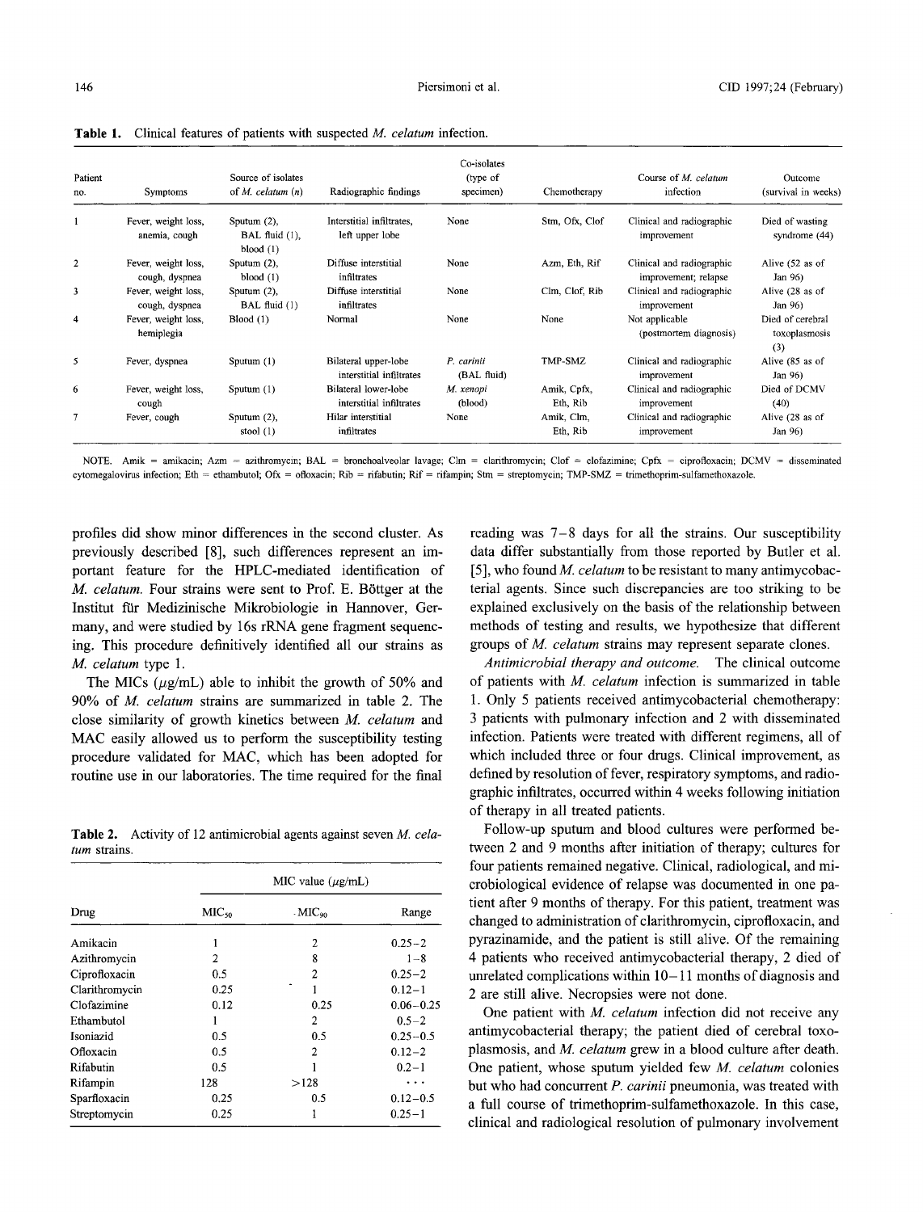**Table 1.** Clinical features of patients with suspected *M. celatum* infection.

| Patient no. | Symptoms | Source of isolates of *M. celatum* (*n*) | Radiographic findings | Co-isolates (type of specimen) | Chemotherapy | Course of *M. celatum* infection | Outcome (survival in weeks) |
|---|---|---|---|---|---|---|---|
| 1 | Fever, weight loss, anemia, cough | Sputum (2), BAL fluid (1), blood (1) | Interstitial infiltrates, left upper lobe | None | Stm, Ofx, Clof | Clinical and radiographic improvement | Died of wasting syndrome (44) |
| 2 | Fever, weight loss, cough, dyspnea | Sputum (2), blood (1) | Diffuse interstitial infiltrates | None | Azm, Eth, Rif | Clinical and radiographic improvement; relapse | Alive (52 as of Jan 96) |
| 3 | Fever, weight loss, cough, dyspnea | Sputum (2), BAL fluid (1) | Diffuse interstitial infiltrates | None | Clm, Clof, Rib | Clinical and radiographic improvement | Alive (28 as of Jan 96) |
| 4 | Fever, weight loss, hemiplegia | Blood (1) | Normal | None | None | Not applicable (postmortem diagnosis) | Died of cerebral toxoplasmosis (3) |
| 5 | Fever, dyspnea | Sputum (1) | Bilateral upper-lobe interstitial infiltrates | *P. carinii* (BAL fluid) | TMP-SMZ | Clinical and radiographic improvement | Alive (85 as of Jan 96) |
| 6 | Fever, weight loss, cough | Sputum (1) | Bilateral lower-lobe interstitial infiltrates | *M. xenopi* (blood) | Amik, Cpfx, Eth, Rib | Clinical and radiographic improvement | Died of DCMV (40) |
| 7 | Fever, cough | Sputum (2), stool (1) | Hilar interstitial infiltrates | None | Amik, Clm, Eth, Rib | Clinical and radiographic improvement | Alive (28 as of Jan 96) |

NOTE. Amik = amikacin; Azm = azithromycin; BAL = bronchoalveolar lavage; Clm = clarithromycin; Clof = clofazimine; Cpfx = ciprofloxacin; DCMV = disseminated cytomegalovirus infection; Eth = ethambutol; Ofx = ofloxacin; Rib = rifabutin; Rif = rifampin; Stm = streptomycin; TMP-SMZ = trimethoprim-sulfamethoxazole.

profiles did show minor differences in the second cluster. As previously described [8], such differences represent an important feature for the HPLC-mediated identification of *M. celatum*. Four strains were sent to Prof. E. Böttger at the Institut für Medizinische Mikrobiologie in Hannover, Germany, and were studied by 16s rRNA gene fragment sequencing. This procedure definitively identified all our strains as *M. celatum* type 1.

The MICs (μg/mL) able to inhibit the growth of 50% and 90% of *M. celatum* strains are summarized in table 2. The close similarity of growth kinetics between *M. celatum* and MAC easily allowed us to perform the susceptibility testing procedure validated for MAC, which has been adopted for routine use in our laboratories. The time required for the final reading was 7–8 days for all the strains. Our susceptibility data differ substantially from those reported by Butler et al. [5], who found *M. celatum* to be resistant to many antimycobacterial agents. Since such discrepancies are too striking to be explained exclusively on the basis of the relationship between methods of testing and results, we hypothesize that different groups of *M. celatum* strains may represent separate clones.

**Table 2.** Activity of 12 antimicrobial agents against seven *M. celatum* strains.

| Drug | MIC value (μg/mL) | | |
|---|---|---|---|
| | $MIC_{50}$ | $MIC_{90}$ | Range |
| Amikacin | 1 | 2 | 0.25–2 |
| Azithromycin | 2 | 8 | 1–8 |
| Ciprofloxacin | 0.5 | 2 | 0.25–2 |
| Clarithromycin | 0.25 | 1 | 0.12–1 |
| Clofazimine | 0.12 | 0.25 | 0.06–0.25 |
| Ethambutol | 1 | 2 | 0.5–2 |
| Isoniazid | 0.5 | 0.5 | 0.25–0.5 |
| Ofloxacin | 0.5 | 2 | 0.12–2 |
| Rifabutin | 0.5 | 1 | 0.2–1 |
| Rifampin | 128 | >128 | ... |
| Sparfloxacin | 0.25 | 0.5 | 0.12–0.5 |
| Streptomycin | 0.25 | 1 | 0.25–1 |

*Antimicrobial therapy and outcome.* The clinical outcome of patients with *M. celatum* infection is summarized in table 1. Only 5 patients received antimycobacterial chemotherapy: 3 patients with pulmonary infection and 2 with disseminated infection. Patients were treated with different regimens, all of which included three or four drugs. Clinical improvement, as defined by resolution of fever, respiratory symptoms, and radiographic infiltrates, occurred within 4 weeks following initiation of therapy in all treated patients.

Follow-up sputum and blood cultures were performed between 2 and 9 months after initiation of therapy; cultures for four patients remained negative. Clinical, radiological, and microbiological evidence of relapse was documented in one patient after 9 months of therapy. For this patient, treatment was changed to administration of clarithromycin, ciprofloxacin, and pyrazinamide, and the patient is still alive. Of the remaining 4 patients who received antimycobacterial therapy, 2 died of unrelated complications within 10–11 months of diagnosis and 2 are still alive. Necropsies were not done.

One patient with *M. celatum* infection did not receive any antimycobacterial therapy; the patient died of cerebral toxoplasmosis, and *M. celatum* grew in a blood culture after death. One patient, whose sputum yielded few *M. celatum* colonies but who had concurrent *P. carinii* pneumonia, was treated with a full course of trimethoprim-sulfamethoxazole. In this case, clinical and radiological resolution of pulmonary involvement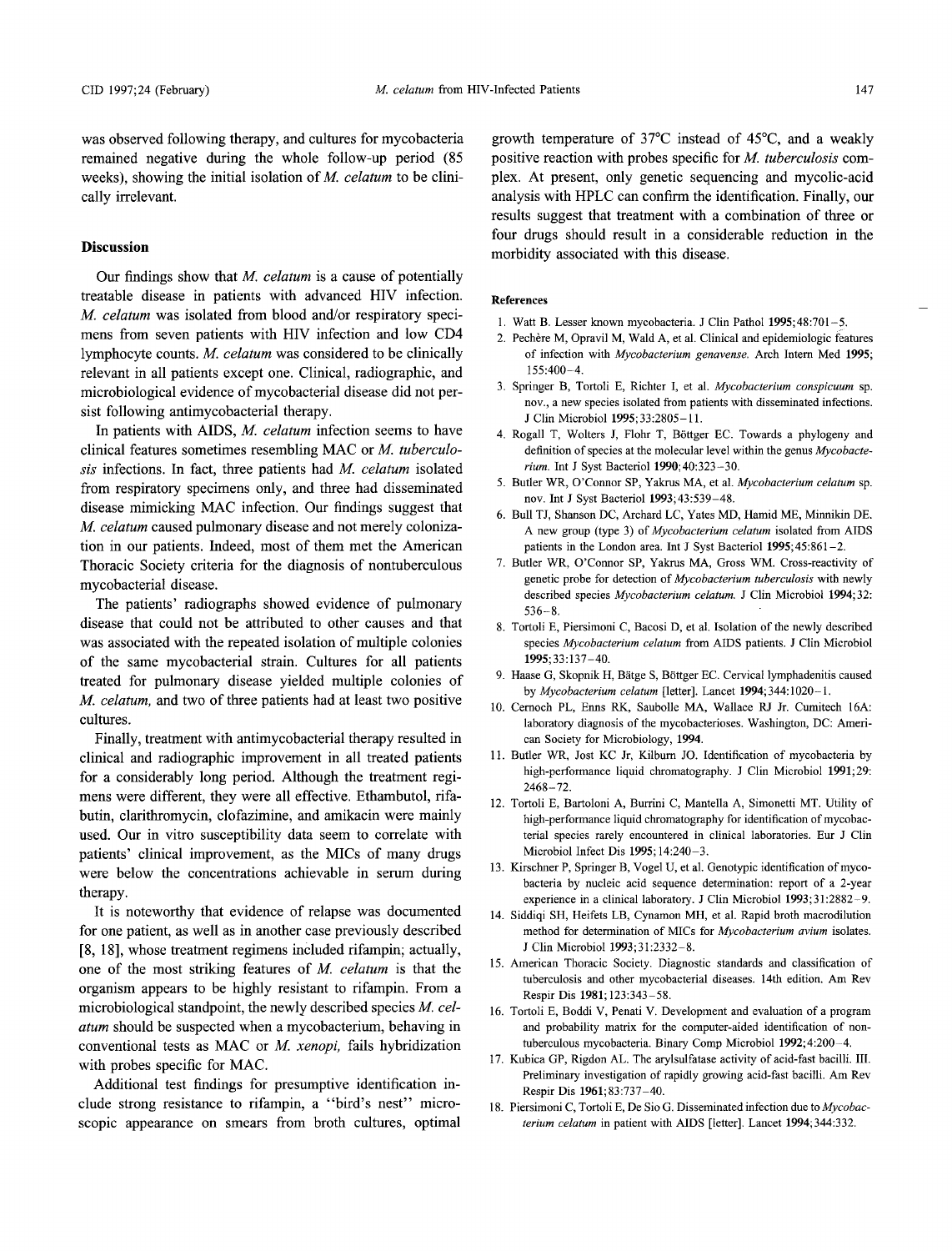was observed following therapy, and cultures for mycobacteria remained negative during the whole follow-up period (85 weeks), showing the initial isolation of *M. celatum* to be clinically irrelevant.

## Discussion

Our findings show that *M. celatum* is a cause of potentially treatable disease in patients with advanced HIV infection. *M. celatum* was isolated from blood and/or respiratory specimens from seven patients with HIV infection and low CD4 lymphocyte counts. *M. celatum* was considered to be clinically relevant in all patients except one. Clinical, radiographic, and microbiological evidence of mycobacterial disease did not persist following antimycobacterial therapy.

In patients with AIDS, *M. celatum* infection seems to have clinical features sometimes resembling MAC or *M. tuberculosis* infections. In fact, three patients had *M. celatum* isolated from respiratory specimens only, and three had disseminated disease mimicking MAC infection. Our findings suggest that *M. celatum* caused pulmonary disease and not merely colonization in our patients. Indeed, most of them met the American Thoracic Society criteria for the diagnosis of nontuberculous mycobacterial disease.

The patients' radiographs showed evidence of pulmonary disease that could not be attributed to other causes and that was associated with the repeated isolation of multiple colonies of the same mycobacterial strain. Cultures for all patients treated for pulmonary disease yielded multiple colonies of *M. celatum,* and two of three patients had at least two positive cultures.

Finally, treatment with antimycobacterial therapy resulted in clinical and radiographic improvement in all treated patients for a considerably long period. Although the treatment regimens were different, they were all effective. Ethambutol, rifabutin, clarithromycin, clofazimine, and amikacin were mainly used. Our in vitro susceptibility data seem to correlate with patients' clinical improvement, as the MICs of many drugs were below the concentrations achievable in serum during therapy.

It is noteworthy that evidence of relapse was documented for one patient, as well as in another case previously described [8, 18], whose treatment regimens included rifampin; actually, one of the most striking features of *M. celatum* is that the organism appears to be highly resistant to rifampin. From a microbiological standpoint, the newly described species *M. celatum* should be suspected when a mycobacterium, behaving in conventional tests as MAC or *M. xenopi,* fails hybridization with probes specific for MAC.

Additional test findings for presumptive identification include strong resistance to rifampin, a "bird's nest" microscopic appearance on smears from broth cultures, optimal growth temperature of 37°C instead of 45°C, and a weakly positive reaction with probes specific for *M. tuberculosis* complex. At present, only genetic sequencing and mycolic-acid analysis with HPLC can confirm the identification. Finally, our results suggest that treatment with a combination of three or four drugs should result in a considerable reduction in the morbidity associated with this disease.

### References

1. Watt B. Lesser known mycobacteria. J Clin Pathol 1995;48:701–5.
2. Pechère M, Opravil M, Wald A, et al. Clinical and epidemiologic features of infection with *Mycobacterium genavense.* Arch Intern Med 1995; 155:400–4.
3. Springer B, Tortoli E, Richter I, et al. *Mycobacterium conspicuum* sp. nov., a new species isolated from patients with disseminated infections. J Clin Microbiol 1995;33:2805–11.
4. Rogall T, Wolters J, Flohr T, Böttger EC. Towards a phylogeny and definition of species at the molecular level within the genus *Mycobacterium.* Int J Syst Bacteriol 1990;40:323–30.
5. Butler WR, O'Connor SP, Yakrus MA, et al. *Mycobacterium celatum* sp. nov. Int J Syst Bacteriol 1993;43:539–48.
6. Bull TJ, Shanson DC, Archard LC, Yates MD, Hamid ME, Minnikin DE. A new group (type 3) of *Mycobacterium celatum* isolated from AIDS patients in the London area. Int J Syst Bacteriol 1995;45:861–2.
7. Butler WR, O'Connor SP, Yakrus MA, Gross WM. Cross-reactivity of genetic probe for detection of *Mycobacterium tuberculosis* with newly described species *Mycobacterium celatum.* J Clin Microbiol 1994;32: 536–8.
8. Tortoli E, Piersimoni C, Bacosi D, et al. Isolation of the newly described species *Mycobacterium celatum* from AIDS patients. J Clin Microbiol 1995;33:137–40.
9. Haase G, Skopnik H, Bätge S, Böttger EC. Cervical lymphadenitis caused by *Mycobacterium celatum* [letter]. Lancet 1994;344:1020–1.
10. Cernoch PL, Enns RK, Saubolle MA, Wallace RJ Jr. Cumitech 16A: laboratory diagnosis of the mycobacterioses. Washington, DC: American Society for Microbiology, 1994.
11. Butler WR, Jost KC Jr, Kilburn JO. Identification of mycobacteria by high-performance liquid chromatography. J Clin Microbiol 1991;29: 2468–72.
12. Tortoli E, Bartoloni A, Burrini C, Mantella A, Simonetti MT. Utility of high-performance liquid chromatography for identification of mycobacterial species rarely encountered in clinical laboratories. Eur J Clin Microbiol Infect Dis 1995;14:240–3.
13. Kirschner P, Springer B, Vogel U, et al. Genotypic identification of mycobacteria by nucleic acid sequence determination: report of a 2-year experience in a clinical laboratory. J Clin Microbiol 1993;31:2882–9.
14. Siddiqi SH, Heifets LB, Cynamon MH, et al. Rapid broth macrodilution method for determination of MICs for *Mycobacterium avium* isolates. J Clin Microbiol 1993;31:2332–8.
15. American Thoracic Society. Diagnostic standards and classification of tuberculosis and other mycobacterial diseases. 14th edition. Am Rev Respir Dis 1981;123:343–58.
16. Tortoli E, Boddi V, Penati V. Development and evaluation of a program and probability matrix for the computer-aided identification of nontuberculous mycobacteria. Binary Comp Microbiol 1992;4:200–4.
17. Kubica GP, Rigdon AL. The arylsulfatase activity of acid-fast bacilli. III. Preliminary investigation of rapidly growing acid-fast bacilli. Am Rev Respir Dis 1961;83:737–40.
18. Piersimoni C, Tortoli E, De Sio G. Disseminated infection due to *Mycobacterium celatum* in patient with AIDS [letter]. Lancet 1994;344:332.